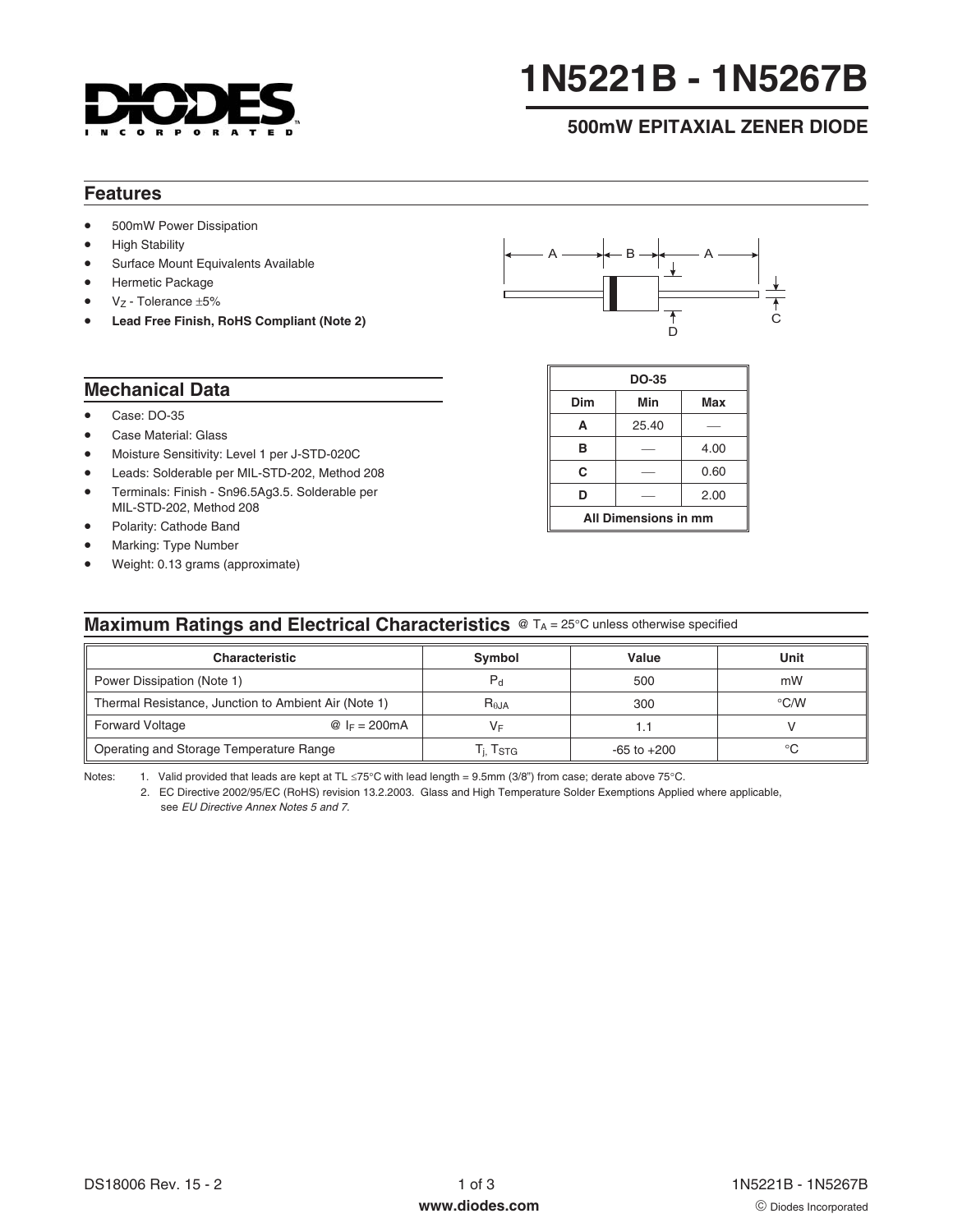# 1N5221B - 1N5267B

## 500mW EPITAXIAL ZENER DIODE

## Features

- 500mW Power Dissipation
- High Stability
- Surface Mount Equivalents Available
- Hermetic Package
- $V_Z$ - Tolerance ±5%
- **Lead Free Finish, RoHS Compliant (Note 2)**

| DO-35 | | |
|---|---|---|
| **Dim** | **Min** | **Max** |
| **A** | 25.40 | — |
| **B** | — | 4.00 |
| **C** | — | 0.60 |
| **D** | — | 2.00 |
| **All Dimensions in mm** | | |

## Mechanical Data

- Case: DO-35
- Case Material: Glass
- Moisture Sensitivity: Level 1 per J-STD-020C
- Leads: Solderable per MIL-STD-202, Method 208
- Terminals: Finish - Sn96.5Ag3.5. Solderable per MIL-STD-202, Method 208
- Polarity: Cathode Band
- Marking: Type Number
- Weight: 0.13 grams (approximate)

## Maximum Ratings and Electrical Characteristics @ $T_A$ = 25°C unless otherwise specified

| Characteristic | Symbol | Value | Unit |
|---|---|---|---|
| Power Dissipation (Note 1) | $P_d$ | 500 | mW |
| Thermal Resistance, Junction to Ambient Air (Note 1) | $R_{\theta JA}$ | 300 | °C/W |
| Forward Voltage @ $I_F$ = 200mA | $V_F$ | 1.1 | V |
| Operating and Storage Temperature Range | $T_j, T_{STG}$ | -65 to +200 | °C |

Notes:
1. Valid provided that leads are kept at TL ≤75°C with lead length = 9.5mm (3/8") from case; derate above 75°C.
2. EC Directive 2002/95/EC (RoHS) revision 13.2.2003. Glass and High Temperature Solder Exemptions Applied where applicable, see *EU Directive Annex Notes 5 and 7.*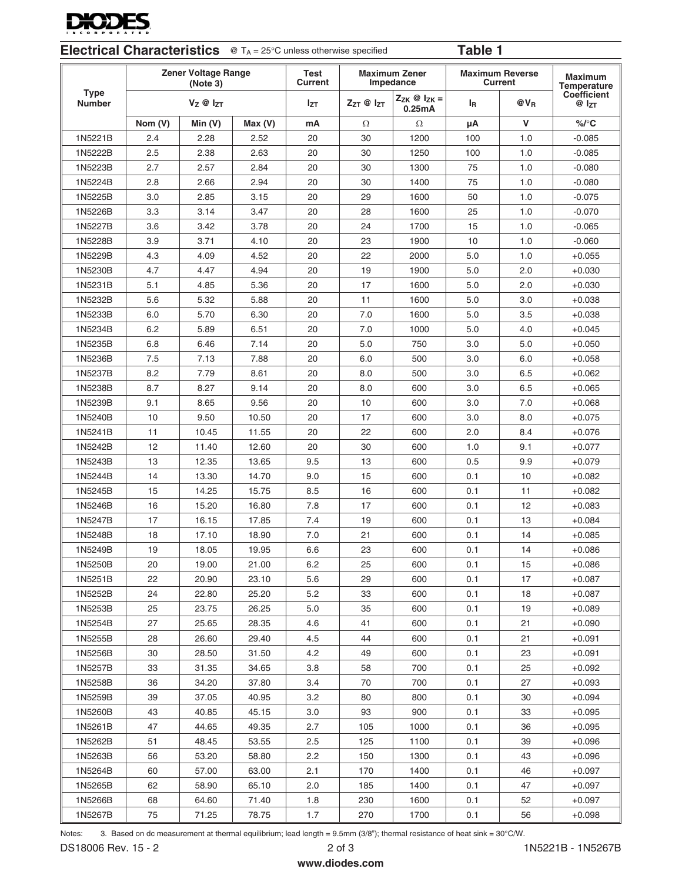## Electrical Characteristics @ $T_A = 25°C$ unless otherwise specified **Table 1**

| Type Number | Zener Voltage Range (Note 3) | | | Test Current | Maximum Zener Impedance | | Maximum Reverse Current | | Maximum Temperature Coefficient @ $I_{ZT}$ |
|---|---|---|---|---|---|---|---|---|---|
| | $V_Z$ @ $I_{ZT}$ | | | $I_{ZT}$ | $Z_{ZT}$ @ $I_{ZT}$ | $Z_{ZK}$ @ $I_{ZK}$ = 0.25mA | $I_R$ | @$V_R$ | |
| | Nom (V) | Min (V) | Max (V) | mA | Ω | Ω | µA | V | %/°C |
| 1N5221B | 2.4 | 2.28 | 2.52 | 20 | 30 | 1200 | 100 | 1.0 | -0.085 |
| 1N5222B | 2.5 | 2.38 | 2.63 | 20 | 30 | 1250 | 100 | 1.0 | -0.085 |
| 1N5223B | 2.7 | 2.57 | 2.84 | 20 | 30 | 1300 | 75 | 1.0 | -0.080 |
| 1N5224B | 2.8 | 2.66 | 2.94 | 20 | 30 | 1400 | 75 | 1.0 | -0.080 |
| 1N5225B | 3.0 | 2.85 | 3.15 | 20 | 29 | 1600 | 50 | 1.0 | -0.075 |
| 1N5226B | 3.3 | 3.14 | 3.47 | 20 | 28 | 1600 | 25 | 1.0 | -0.070 |
| 1N5227B | 3.6 | 3.42 | 3.78 | 20 | 24 | 1700 | 15 | 1.0 | -0.065 |
| 1N5228B | 3.9 | 3.71 | 4.10 | 20 | 23 | 1900 | 10 | 1.0 | -0.060 |
| 1N5229B | 4.3 | 4.09 | 4.52 | 20 | 22 | 2000 | 5.0 | 1.0 | +0.055 |
| 1N5230B | 4.7 | 4.47 | 4.94 | 20 | 19 | 1900 | 5.0 | 2.0 | +0.030 |
| 1N5231B | 5.1 | 4.85 | 5.36 | 20 | 17 | 1600 | 5.0 | 2.0 | +0.030 |
| 1N5232B | 5.6 | 5.32 | 5.88 | 20 | 11 | 1600 | 5.0 | 3.0 | +0.038 |
| 1N5233B | 6.0 | 5.70 | 6.30 | 20 | 7.0 | 1600 | 5.0 | 3.5 | +0.038 |
| 1N5234B | 6.2 | 5.89 | 6.51 | 20 | 7.0 | 1000 | 5.0 | 4.0 | +0.045 |
| 1N5235B | 6.8 | 6.46 | 7.14 | 20 | 5.0 | 750 | 3.0 | 5.0 | +0.050 |
| 1N5236B | 7.5 | 7.13 | 7.88 | 20 | 6.0 | 500 | 3.0 | 6.0 | +0.058 |
| 1N5237B | 8.2 | 7.79 | 8.61 | 20 | 8.0 | 500 | 3.0 | 6.5 | +0.062 |
| 1N5238B | 8.7 | 8.27 | 9.14 | 20 | 8.0 | 600 | 3.0 | 6.5 | +0.065 |
| 1N5239B | 9.1 | 8.65 | 9.56 | 20 | 10 | 600 | 3.0 | 7.0 | +0.068 |
| 1N5240B | 10 | 9.50 | 10.50 | 20 | 17 | 600 | 3.0 | 8.0 | +0.075 |
| 1N5241B | 11 | 10.45 | 11.55 | 20 | 22 | 600 | 2.0 | 8.4 | +0.076 |
| 1N5242B | 12 | 11.40 | 12.60 | 20 | 30 | 600 | 1.0 | 9.1 | +0.077 |
| 1N5243B | 13 | 12.35 | 13.65 | 9.5 | 13 | 600 | 0.5 | 9.9 | +0.079 |
| 1N5244B | 14 | 13.30 | 14.70 | 9.0 | 15 | 600 | 0.1 | 10 | +0.082 |
| 1N5245B | 15 | 14.25 | 15.75 | 8.5 | 16 | 600 | 0.1 | 11 | +0.082 |
| 1N5246B | 16 | 15.20 | 16.80 | 7.8 | 17 | 600 | 0.1 | 12 | +0.083 |
| 1N5247B | 17 | 16.15 | 17.85 | 7.4 | 19 | 600 | 0.1 | 13 | +0.084 |
| 1N5248B | 18 | 17.10 | 18.90 | 7.0 | 21 | 600 | 0.1 | 14 | +0.085 |
| 1N5249B | 19 | 18.05 | 19.95 | 6.6 | 23 | 600 | 0.1 | 14 | +0.086 |
| 1N5250B | 20 | 19.00 | 21.00 | 6.2 | 25 | 600 | 0.1 | 15 | +0.086 |
| 1N5251B | 22 | 20.90 | 23.10 | 5.6 | 29 | 600 | 0.1 | 17 | +0.087 |
| 1N5252B | 24 | 22.80 | 25.20 | 5.2 | 33 | 600 | 0.1 | 18 | +0.087 |
| 1N5253B | 25 | 23.75 | 26.25 | 5.0 | 35 | 600 | 0.1 | 19 | +0.089 |
| 1N5254B | 27 | 25.65 | 28.35 | 4.6 | 41 | 600 | 0.1 | 21 | +0.090 |
| 1N5255B | 28 | 26.60 | 29.40 | 4.5 | 44 | 600 | 0.1 | 21 | +0.091 |
| 1N5256B | 30 | 28.50 | 31.50 | 4.2 | 49 | 600 | 0.1 | 23 | +0.091 |
| 1N5257B | 33 | 31.35 | 34.65 | 3.8 | 58 | 700 | 0.1 | 25 | +0.092 |
| 1N5258B | 36 | 34.20 | 37.80 | 3.4 | 70 | 700 | 0.1 | 27 | +0.093 |
| 1N5259B | 39 | 37.05 | 40.95 | 3.2 | 80 | 800 | 0.1 | 30 | +0.094 |
| 1N5260B | 43 | 40.85 | 45.15 | 3.0 | 93 | 900 | 0.1 | 33 | +0.095 |
| 1N5261B | 47 | 44.65 | 49.35 | 2.7 | 105 | 1000 | 0.1 | 36 | +0.095 |
| 1N5262B | 51 | 48.45 | 53.55 | 2.5 | 125 | 1100 | 0.1 | 39 | +0.096 |
| 1N5263B | 56 | 53.20 | 58.80 | 2.2 | 150 | 1300 | 0.1 | 43 | +0.096 |
| 1N5264B | 60 | 57.00 | 63.00 | 2.1 | 170 | 1400 | 0.1 | 46 | +0.097 |
| 1N5265B | 62 | 58.90 | 65.10 | 2.0 | 185 | 1400 | 0.1 | 47 | +0.097 |
| 1N5266B | 68 | 64.60 | 71.40 | 1.8 | 230 | 1600 | 0.1 | 52 | +0.097 |
| 1N5267B | 75 | 71.25 | 78.75 | 1.7 | 270 | 1700 | 0.1 | 56 | +0.098 |

Notes: 3. Based on dc measurement at thermal equilibrium; lead length = 9.5mm (3/8"); thermal resistance of heat sink = 30°C/W.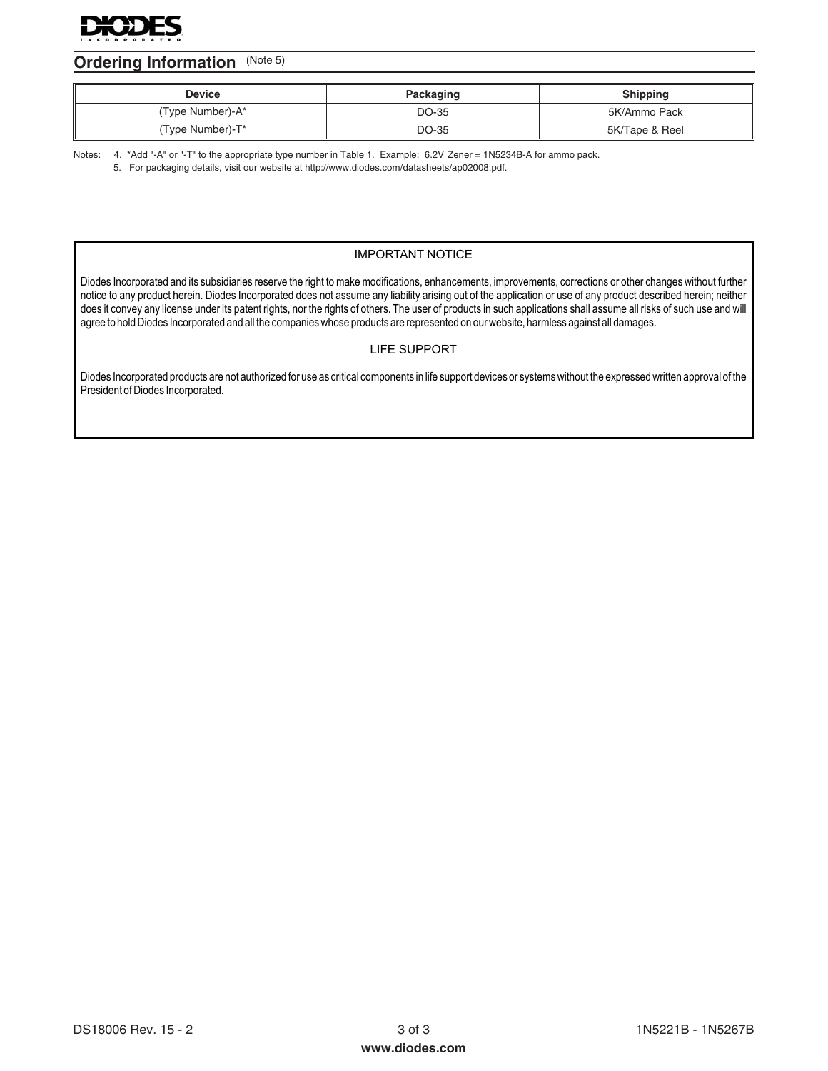## Ordering Information (Note 5)

| Device | Packaging | Shipping |
| --- | --- | --- |
| (Type Number)-A* | DO-35 | 5K/Ammo Pack |
| (Type Number)-T* | DO-35 | 5K/Tape & Reel |

Notes: 4. *Add "-A" or "-T" to the appropriate type number in Table 1. Example: 6.2V Zener = 1N5234B-A for ammo pack.
5. For packaging details, visit our website at http://www.diodes.com/datasheets/ap02008.pdf.

IMPORTANT NOTICE

Diodes Incorporated and its subsidiaries reserve the right to make modifications, enhancements, improvements, corrections or other changes without further notice to any product herein. Diodes Incorporated does not assume any liability arising out of the application or use of any product described herein; neither does it convey any license under its patent rights, nor the rights of others. The user of products in such applications shall assume all risks of such use and will agree to hold Diodes Incorporated and all the companies whose products are represented on our website, harmless against all damages.

LIFE SUPPORT

Diodes Incorporated products are not authorized for use as critical components in life support devices or systems without the expressed written approval of the President of Diodes Incorporated.